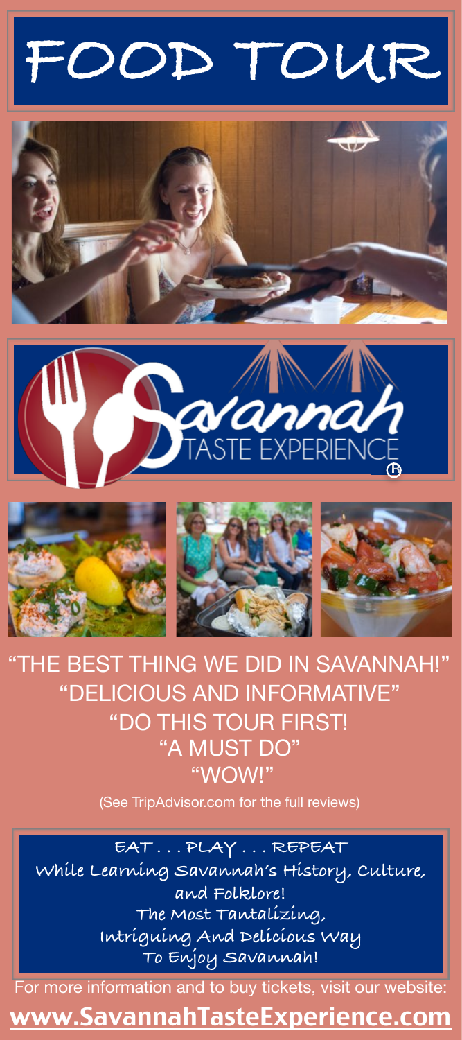# FOOD TOUR

Savannah TASTE EXPERIENCE®

"THE BEST THING WE DID IN SAVANNAH!"
"DELICIOUS AND INFORMATIVE"
"DO THIS TOUR FIRST!
"A MUST DO"
"WOW!"

(See TripAdvisor.com for the full reviews)

EAT . . . PLAY . . . REPEAT
While Learning Savannah's History, Culture, and Folklore!
The Most Tantalizing, Intriguing And Delicious Way To Enjoy Savannah!

For more information and to buy tickets, visit our website:

**www.SavannahTasteExperience.com**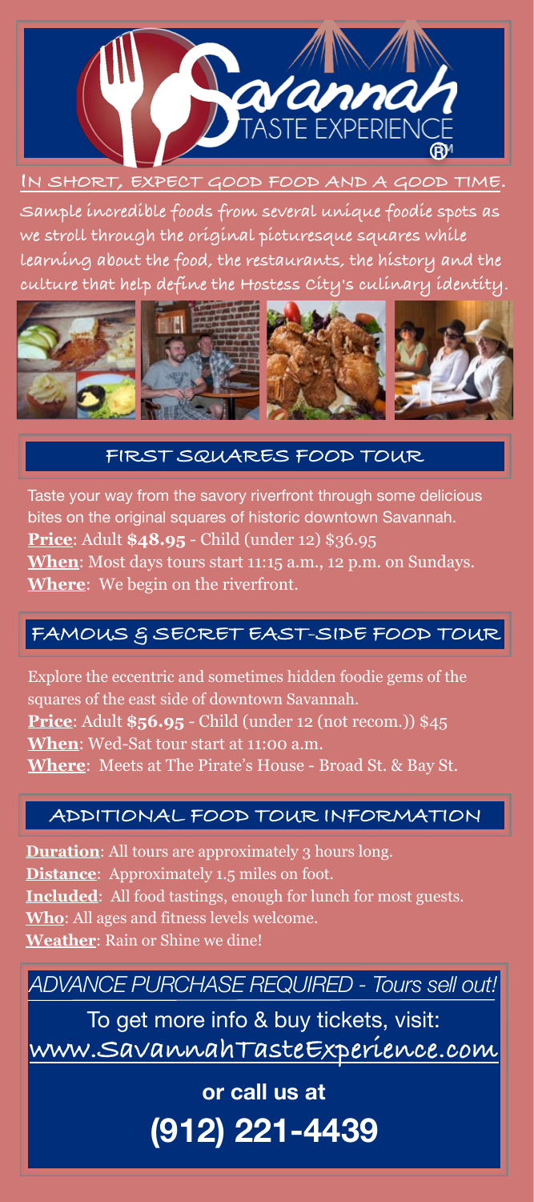# Savannah TASTE EXPERIENCE®

**IN SHORT, EXPECT GOOD FOOD AND A GOOD TIME.**

Sample incredible foods from several unique foodie spots as we stroll through the original picturesque squares while learning about the food, the restaurants, the history and the culture that help define the Hostess City's culinary identity.

## FIRST SQUARES FOOD TOUR

Taste your way from the savory riverfront through some delicious bites on the original squares of historic downtown Savannah.

**Price**: Adult **$48.95** - Child (under 12) $36.95
**When**: Most days tours start 11:15 a.m., 12 p.m. on Sundays.
**Where**: We begin on the riverfront.

## FAMOUS & SECRET EAST-SIDE FOOD TOUR

Explore the eccentric and sometimes hidden foodie gems of the squares of the east side of downtown Savannah.

**Price**: Adult **$56.95** - Child (under 12 (not recom.)) $45
**When**: Wed-Sat tour start at 11:00 a.m.
**Where**: Meets at The Pirate's House - Broad St. & Bay St.

## ADDITIONAL FOOD TOUR INFORMATION

**Duration**: All tours are approximately 3 hours long.
**Distance**: Approximately 1.5 miles on foot.
**Included**: All food tastings, enough for lunch for most guests.
**Who**: All ages and fitness levels welcome.
**Weather**: Rain or Shine we dine!

*ADVANCE PURCHASE REQUIRED - Tours sell out!*

To get more info & buy tickets, visit:
www.SavannahTasteExperience.com

**or call us at**

**(912) 221-4439**